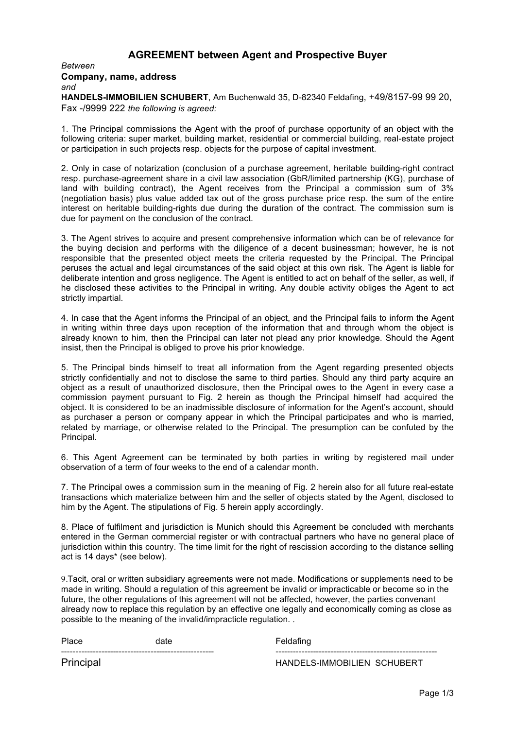## AGREEMENT between Agent and Prospective Buyer

*Between*

**Company, name, address**

*and*

**HANDELS-IMMOBILIEN SCHUBERT**, Am Buchenwald 35, D-82340 Feldafing, +49/8157-99 99 20, Fax -/9999 222 *the following is agreed:*

1. The Principal commissions the Agent with the proof of purchase opportunity of an object with the following criteria: super market, building market, residential or commercial building, real-estate project or participation in such projects resp. objects for the purpose of capital investment.

2. Only in case of notarization (conclusion of a purchase agreement, heritable building-right contract resp. purchase-agreement share in a civil law association (GbR/limited partnership (KG), purchase of land with building contract), the Agent receives from the Principal a commission sum of 3% (negotiation basis) plus value added tax out of the gross purchase price resp. the sum of the entire interest on heritable building-rights due during the duration of the contract. The commission sum is due for payment on the conclusion of the contract.

3. The Agent strives to acquire and present comprehensive information which can be of relevance for the buying decision and performs with the diligence of a decent businessman; however, he is not responsible that the presented object meets the criteria requested by the Principal. The Principal peruses the actual and legal circumstances of the said object at this own risk. The Agent is liable for deliberate intention and gross negligence. The Agent is entitled to act on behalf of the seller, as well, if he disclosed these activities to the Principal in writing. Any double activity obliges the Agent to act strictly impartial.

4. In case that the Agent informs the Principal of an object, and the Principal fails to inform the Agent in writing within three days upon reception of the information that and through whom the object is already known to him, then the Principal can later not plead any prior knowledge. Should the Agent insist, then the Principal is obliged to prove his prior knowledge.

5. The Principal binds himself to treat all information from the Agent regarding presented objects strictly confidentially and not to disclose the same to third parties. Should any third party acquire an object as a result of unauthorized disclosure, then the Principal owes to the Agent in every case a commission payment pursuant to Fig. 2 herein as though the Principal himself had acquired the object. It is considered to be an inadmissible disclosure of information for the Agent's account, should as purchaser a person or company appear in which the Principal participates and who is married, related by marriage, or otherwise related to the Principal. The presumption can be confuted by the Principal.

6. This Agent Agreement can be terminated by both parties in writing by registered mail under observation of a term of four weeks to the end of a calendar month.

7. The Principal owes a commission sum in the meaning of Fig. 2 herein also for all future real-estate transactions which materialize between him and the seller of objects stated by the Agent, disclosed to him by the Agent. The stipulations of Fig. 5 herein apply accordingly.

8. Place of fulfilment and jurisdiction is Munich should this Agreement be concluded with merchants entered in the German commercial register or with contractual partners who have no general place of jurisdiction within this country. The time limit for the right of rescission according to the distance selling act is 14 days* (see below).

9.Tacit, oral or written subsidiary agreements were not made. Modifications or supplements need to be made in writing. Should a regulation of this agreement be invalid or impracticable or become so in the future, the other regulations of this agreement will not be affected, however, the parties convenant already now to replace this regulation by an effective one legally and economically coming as close as possible to the meaning of the invalid/impracticle regulation. .

| Place date | Feldafing |
|---|---|
| Principal | HANDELS-IMMOBILIEN SCHUBERT |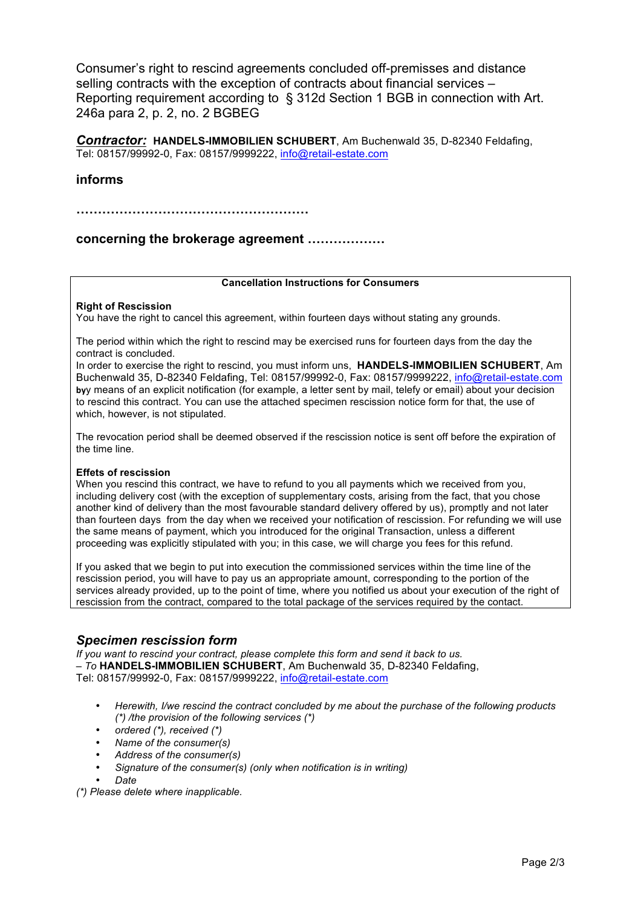Consumer's right to rescind agreements concluded off-premisses and distance selling contracts with the exception of contracts about financial services – Reporting requirement according to § 312d Section 1 BGB in connection with Art. 246a para 2, p. 2, no. 2 BGBEG

***Contractor:*** **HANDELS-IMMOBILIEN SCHUBERT**, Am Buchenwald 35, D-82340 Feldafing, Tel: 08157/99992-0, Fax: 08157/9999222, info@retail-estate.com

**informs**

**………………………………………………**

**concerning the brokerage agreement ………………**

**Cancellation Instructions for Consumers**

**Right of Rescission**

You have the right to cancel this agreement, within fourteen days without stating any grounds.

The period within which the right to rescind may be exercised runs for fourteen days from the day the contract is concluded.

In order to exercise the right to rescind, you must inform uns, **HANDELS-IMMOBILIEN SCHUBERT**, Am Buchenwald 35, D-82340 Feldafing, Tel: 08157/99992-0, Fax: 08157/9999222, info@retail-estate.com **by**y means of an explicit notification (for example, a letter sent by mail, telefy or email) about your decision to rescind this contract. You can use the attached specimen rescission notice form for that, the use of which, however, is not stipulated.

The revocation period shall be deemed observed if the rescission notice is sent off before the expiration of the time line.

**Effets of rescission**

When you rescind this contract, we have to refund to you all payments which we received from you, including delivery cost (with the exception of supplementary costs, arising from the fact, that you chose another kind of delivery than the most favourable standard delivery offered by us), promptly and not later than fourteen days from the day when we received your notification of rescission. For refunding we will use the same means of payment, which you introduced for the original Transaction, unless a different proceeding was explicitly stipulated with you; in this case, we will charge you fees for this refund.

If you asked that we begin to put into execution the commissioned services within the time line of the rescission period, you will have to pay us an appropriate amount, corresponding to the portion of the services already provided, up to the point of time, where you notified us about your execution of the right of rescission from the contract, compared to the total package of the services required by the contact.

## *Specimen rescission form*

*If you want to rescind your contract, please complete this form and send it back to us.*
– *To* **HANDELS-IMMOBILIEN SCHUBERT**, Am Buchenwald 35, D-82340 Feldafing, Tel: 08157/99992-0, Fax: 08157/9999222, info@retail-estate.com

- *Herewith, I/we rescind the contract concluded by me about the purchase of the following products (*) /the provision of the following services (*)*
- *ordered (*), received (*)*
- *Name of the consumer(s)*
- *Address of the consumer(s)*
- *Signature of the consumer(s) (only when notification is in writing)*
- *Date*

*(*) Please delete where inapplicable.*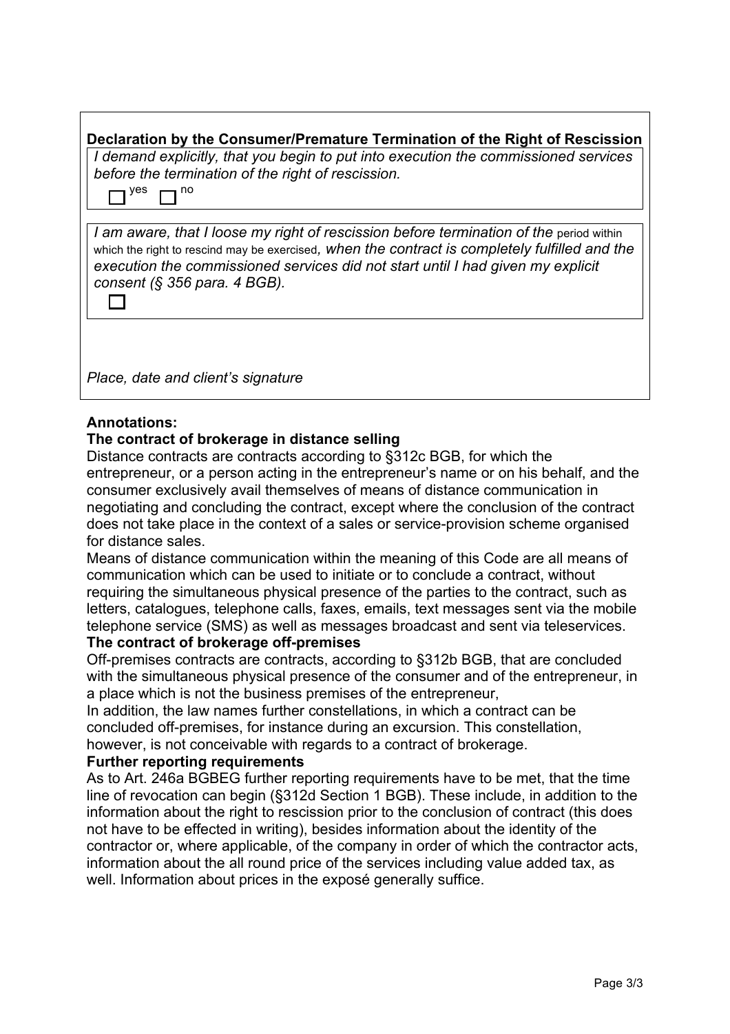**Declaration by the Consumer/Premature Termination of the Right of Rescission**

*I demand explicitly, that you begin to put into execution the commissioned services before the termination of the right of rescission.*

☐ yes ☐ no

*I am aware, that I loose my right of rescission before termination of the* period within which the right to rescind may be exercised*, when the contract is completely fulfilled and the execution the commissioned services did not start until I had given my explicit consent (§ 356 para. 4 BGB).*

☐

*Place, date and client's signature*

**Annotations:**

**The contract of brokerage in distance selling**

Distance contracts are contracts according to §312c BGB, for which the entrepreneur, or a person acting in the entrepreneur's name or on his behalf, and the consumer exclusively avail themselves of means of distance communication in negotiating and concluding the contract, except where the conclusion of the contract does not take place in the context of a sales or service-provision scheme organised for distance sales.

Means of distance communication within the meaning of this Code are all means of communication which can be used to initiate or to conclude a contract, without requiring the simultaneous physical presence of the parties to the contract, such as letters, catalogues, telephone calls, faxes, emails, text messages sent via the mobile telephone service (SMS) as well as messages broadcast and sent via teleservices.

**The contract of brokerage off-premises**

Off-premises contracts are contracts, according to §312b BGB, that are concluded with the simultaneous physical presence of the consumer and of the entrepreneur, in a place which is not the business premises of the entrepreneur,

In addition, the law names further constellations, in which a contract can be concluded off-premises, for instance during an excursion. This constellation, however, is not conceivable with regards to a contract of brokerage.

**Further reporting requirements**

As to Art. 246a BGBEG further reporting requirements have to be met, that the time line of revocation can begin (§312d Section 1 BGB). These include, in addition to the information about the right to rescission prior to the conclusion of contract (this does not have to be effected in writing), besides information about the identity of the contractor or, where applicable, of the company in order of which the contractor acts, information about the all round price of the services including value added tax, as well. Information about prices in the exposé generally suffice.